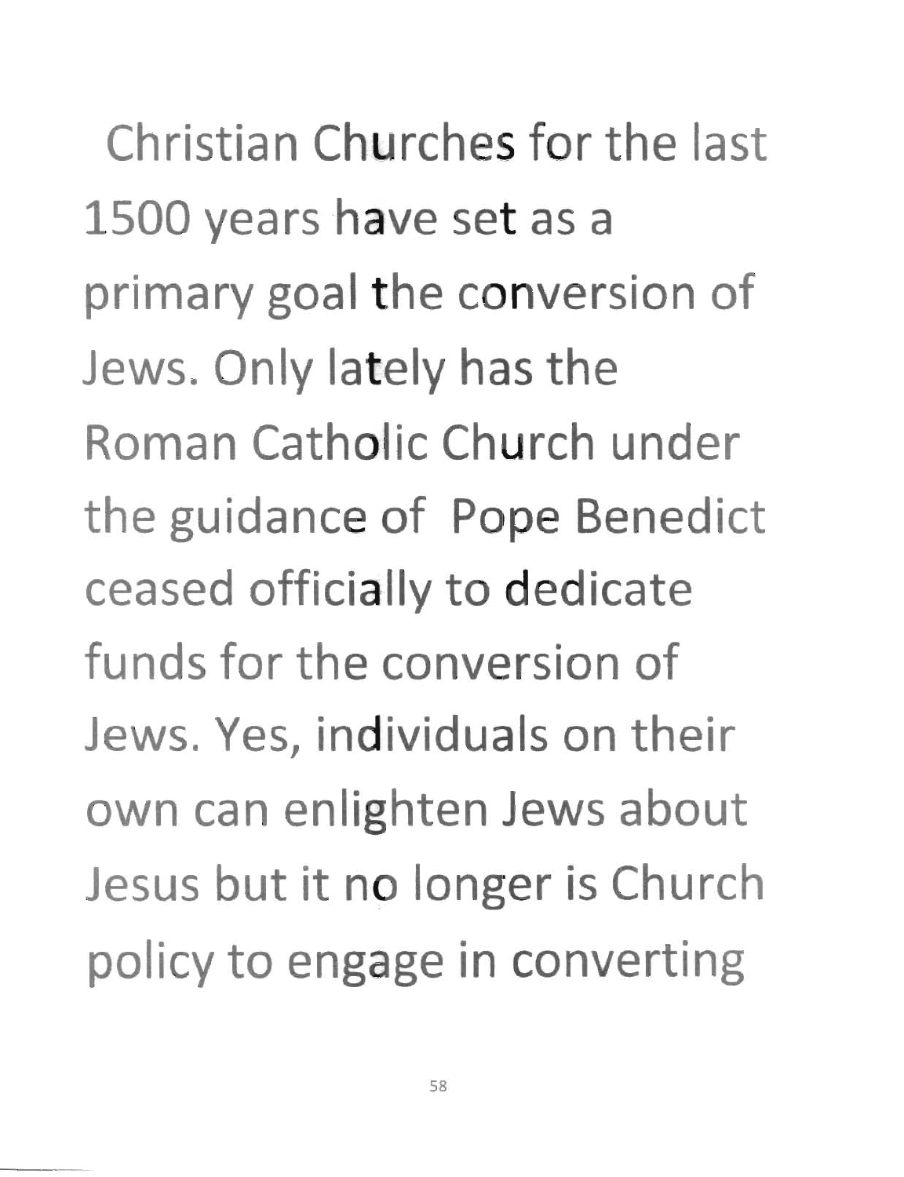Christian Churches for the last 1500 years have set as a primary goal the conversion of Jews. Only lately has the Roman Catholic Church under the guidance of Pope Benedict ceased officially to dedicate funds for the conversion of Jews. Yes, individuals on their own can enlighten Jews about Jesus but it no longer is Church policy to engage in converting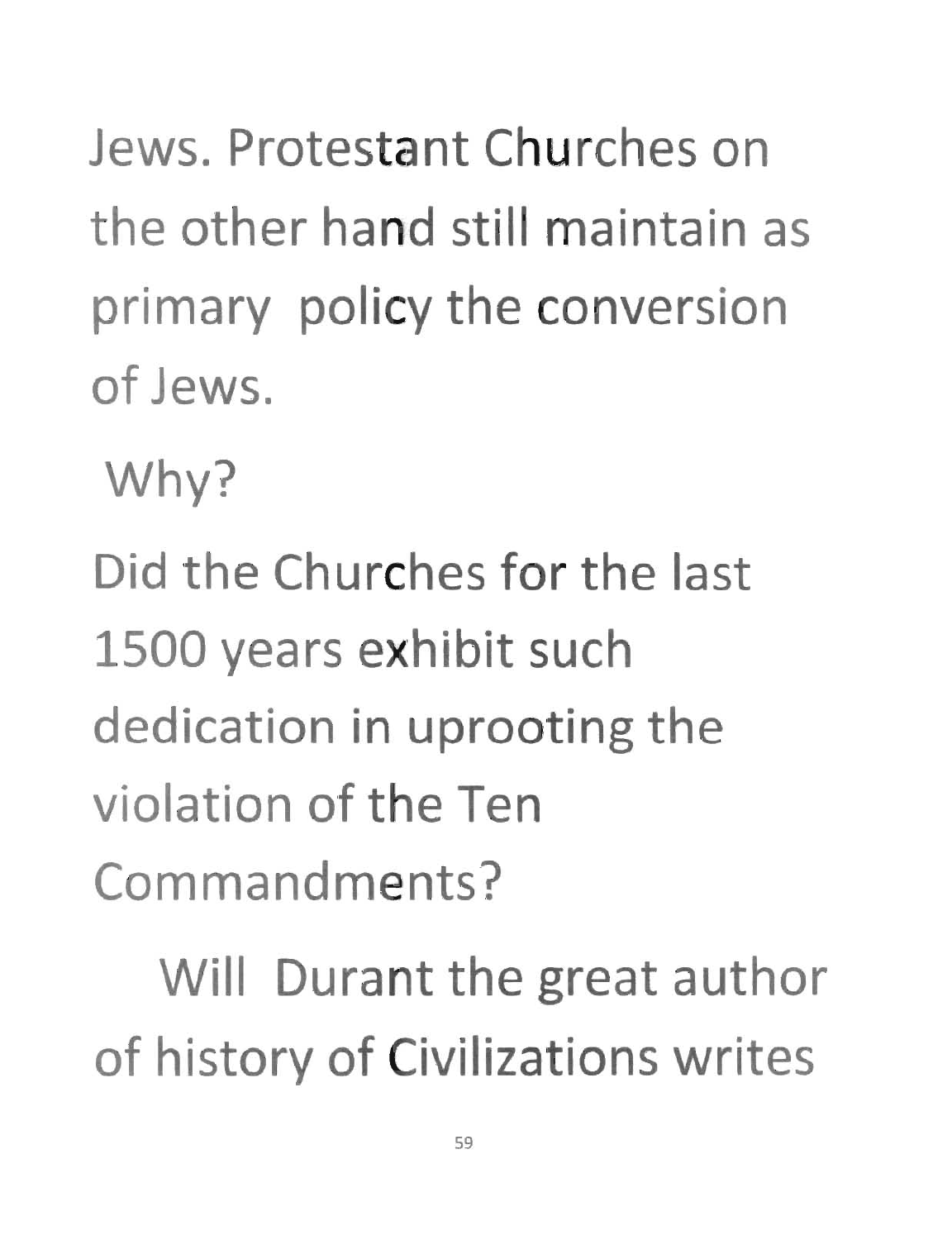Jews. Protestant Churches on the other hand still maintain as primary policy the conversion of Jews.

Why?

Did the Churches for the last 1500 years exhibit such dedication in uprooting the violation of the Ten Commandments?

Will Durant the great author of history of Civilizations writes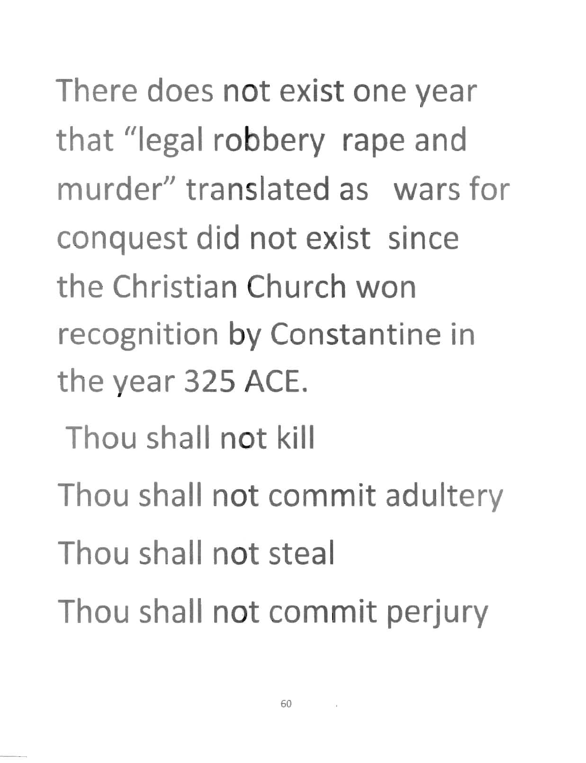There does not exist one year that "legal robbery rape and murder" translated as wars for conquest did not exist since the Christian Church won recognition by Constantine in the year 325 ACE.

Thou shall not kill

Thou shall not commit adultery

Thou shall not steal

Thou shall not commit perjury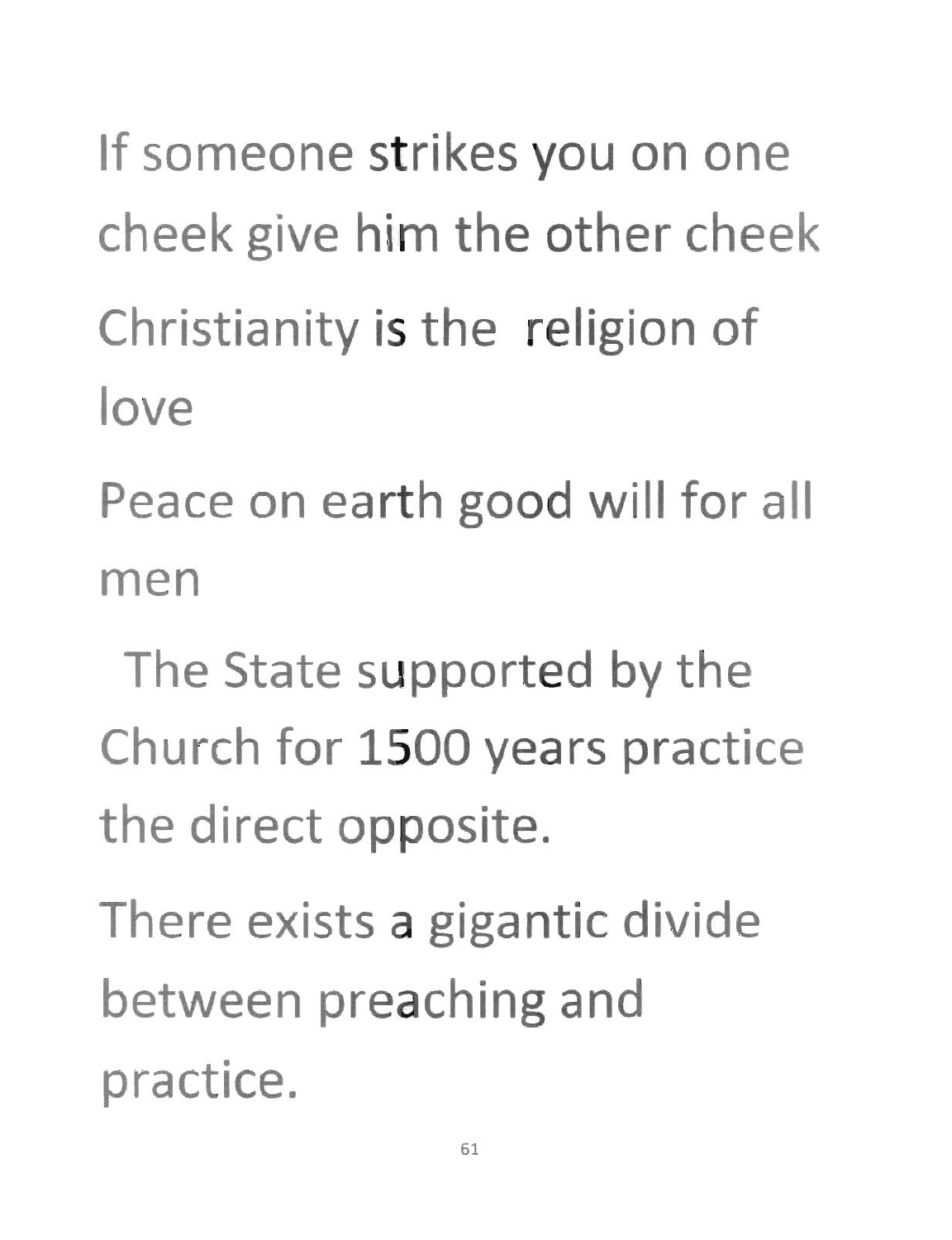If someone strikes you on one cheek give him the other cheek

Christianity is the religion of love

Peace on earth good will for all men

The State supported by the Church for 1500 years practice the direct opposite.

There exists a gigantic divide between preaching and practice.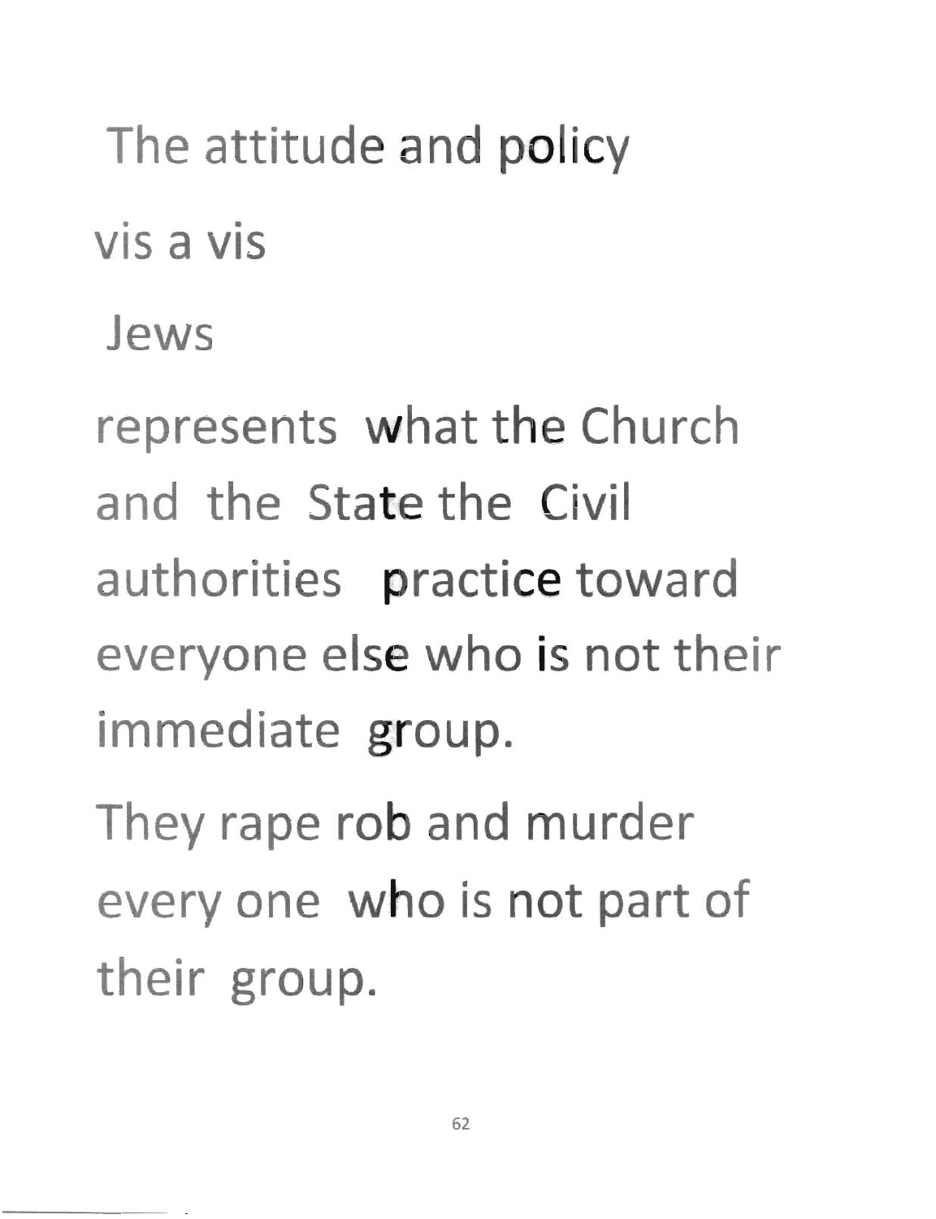The attitude and policy

vis a vis

Jews

represents what the Church and the State the Civil authorities practice toward everyone else who is not their immediate group.

They rape rob and murder every one who is not part of their group.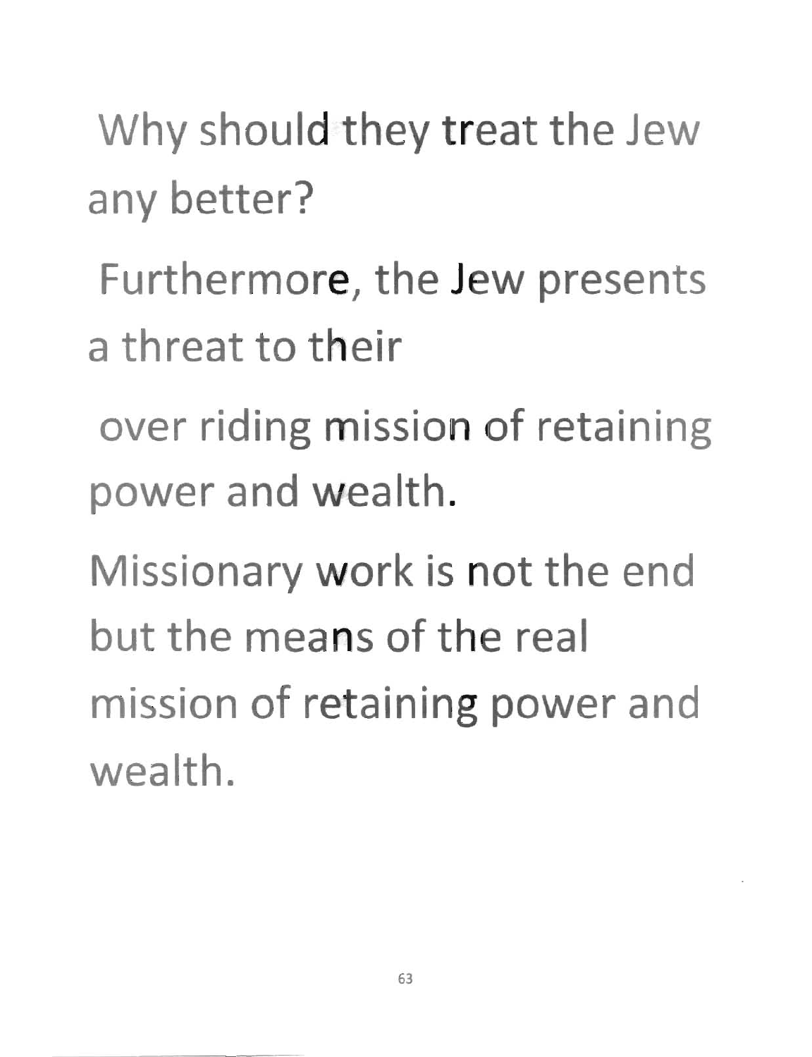Why should they treat the Jew any better?

Furthermore, the Jew presents a threat to their

over riding mission of retaining power and wealth.

Missionary work is not the end but the means of the real mission of retaining power and wealth.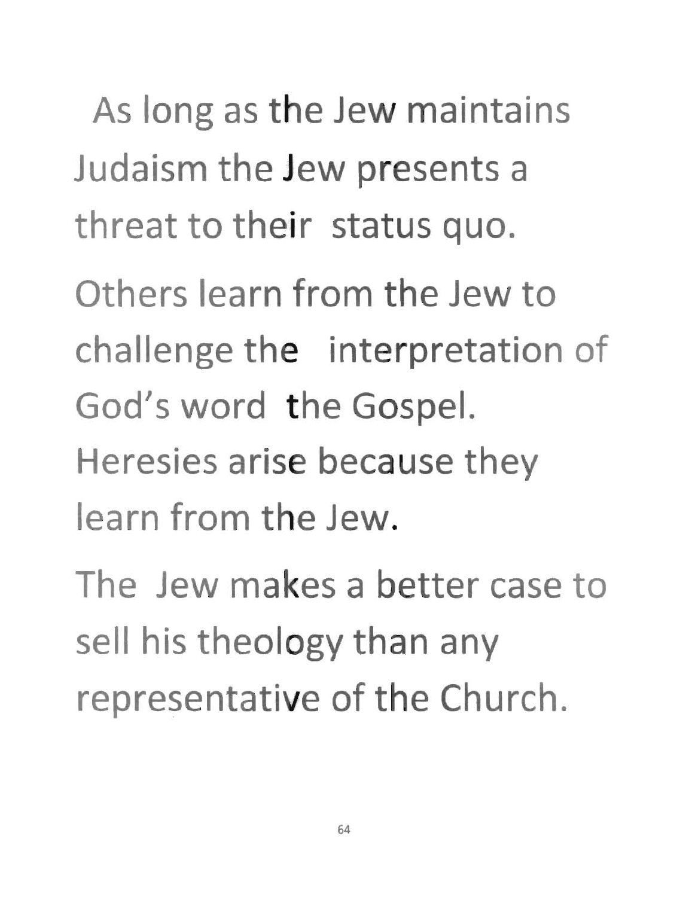As long as the Jew maintains Judaism the Jew presents a threat to their status quo.

Others learn from the Jew to challenge the interpretation of God's word the Gospel.

Heresies arise because they learn from the Jew.

The Jew makes a better case to sell his theology than any representative of the Church.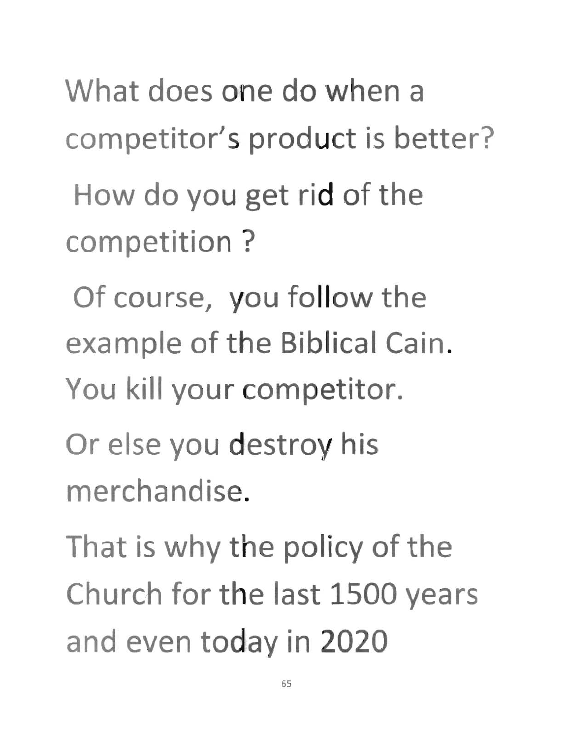What does one do when a competitor's product is better?

How do you get rid of the competition ?

Of course, you follow the example of the Biblical Cain. You kill your competitor.

Or else you destroy his merchandise.

That is why the policy of the Church for the last 1500 years and even today in 2020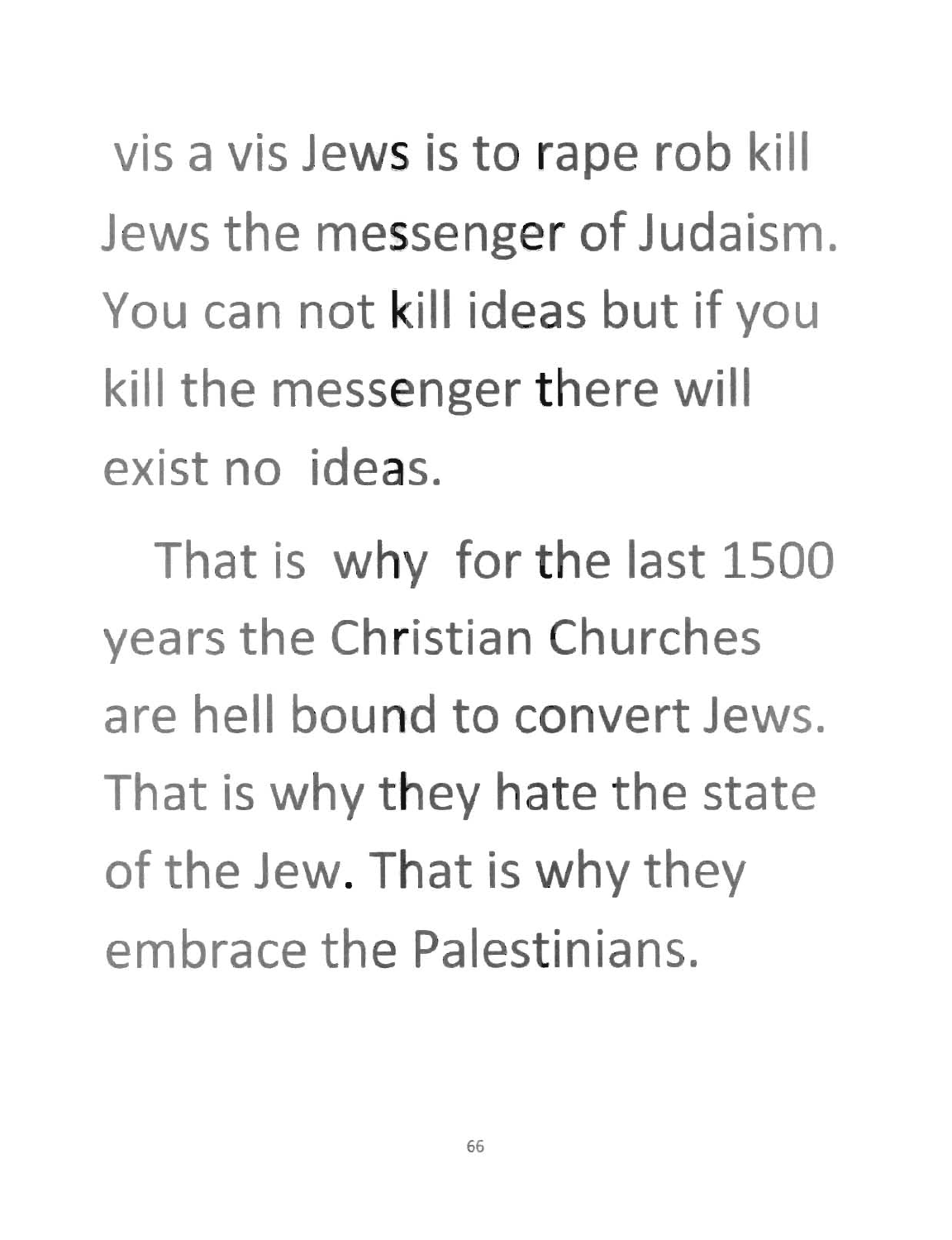vis a vis Jews is to rape rob kill Jews the messenger of Judaism. You can not kill ideas but if you kill the messenger there will exist no ideas.

That is why for the last 1500 years the Christian Churches are hell bound to convert Jews. That is why they hate the state of the Jew. That is why they embrace the Palestinians.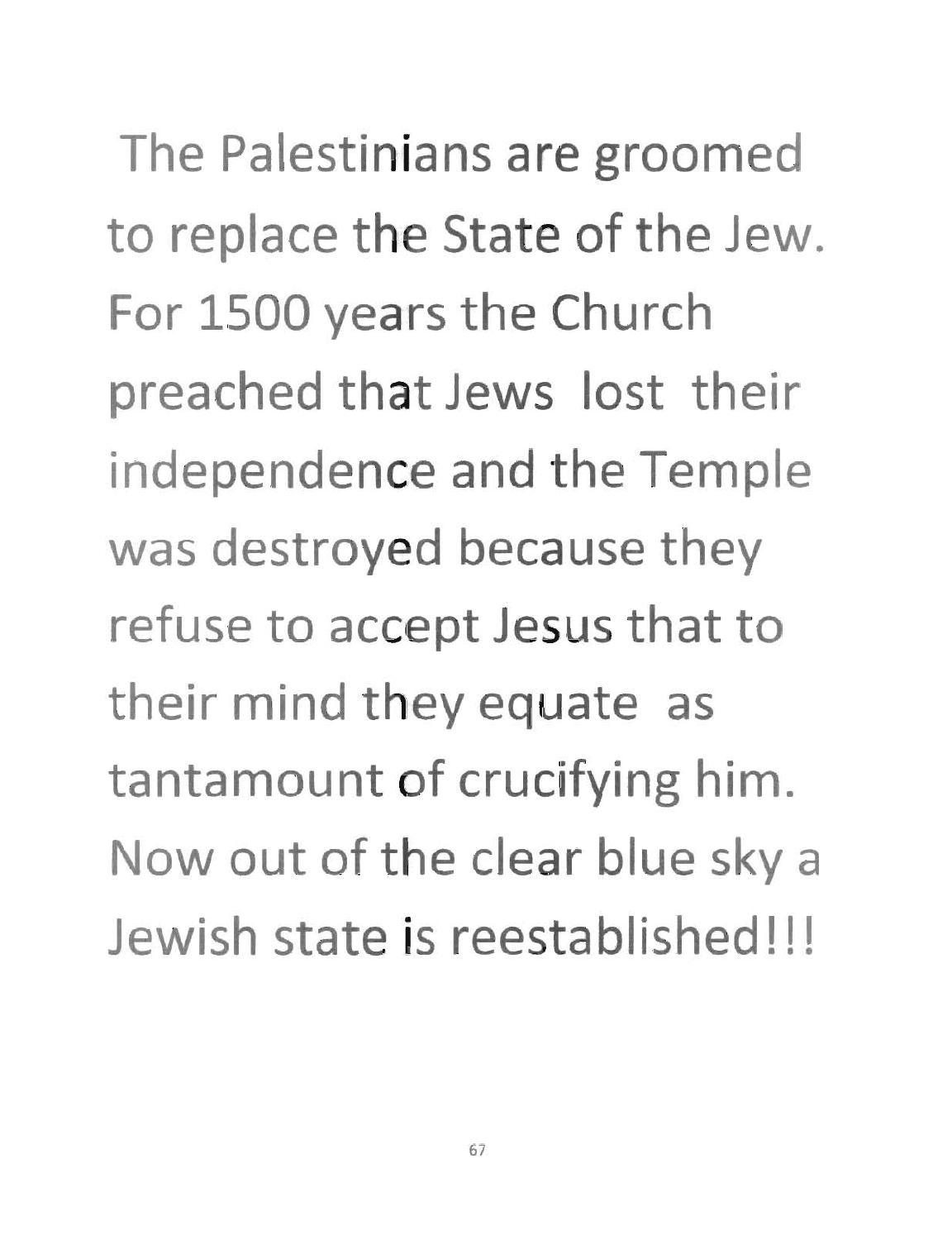The Palestinians are groomed to replace the State of the Jew. For 1500 years the Church preached that Jews lost their independence and the Temple was destroyed because they refuse to accept Jesus that to their mind they equate as tantamount of crucifying him. Now out of the clear blue sky a Jewish state is reestablished!!!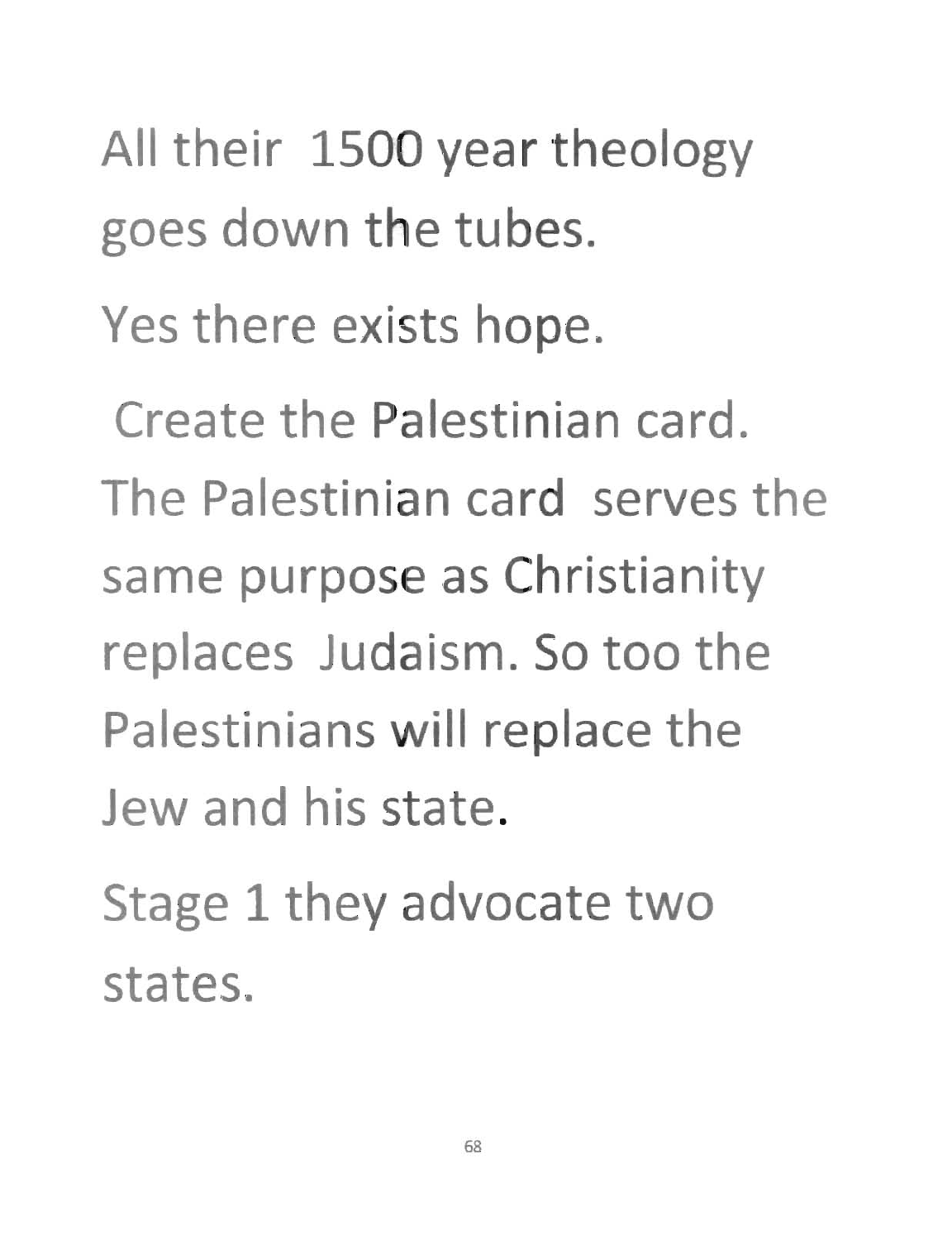All their 1500 year theology goes down the tubes.

Yes there exists hope.

Create the Palestinian card. The Palestinian card serves the same purpose as Christianity replaces Judaism. So too the Palestinians will replace the Jew and his state.

Stage 1 they advocate two states.